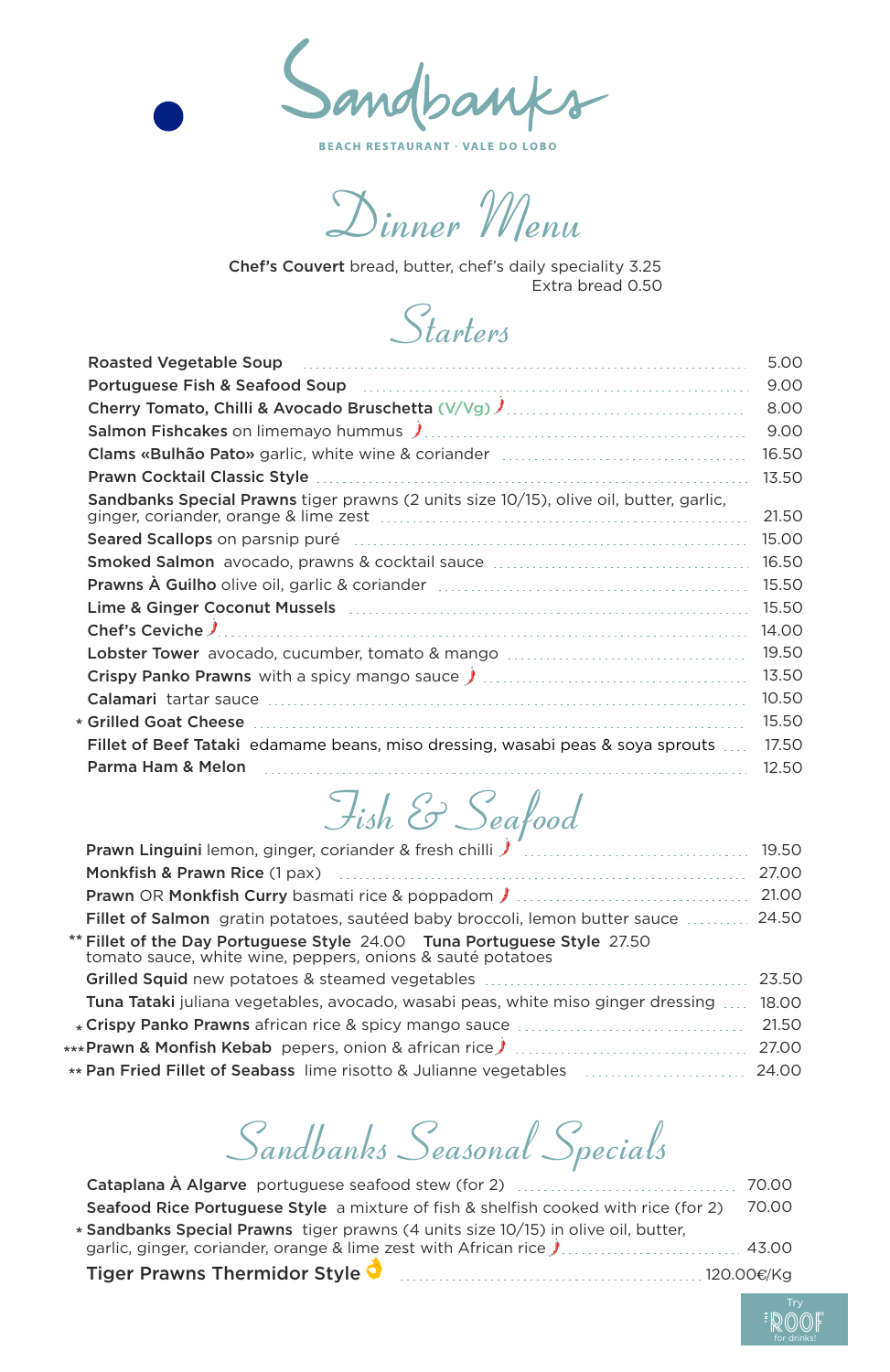# Sandbanks

BEACH RESTAURANT · VALE DO LOBO

## Dinner Menu

**Chef's Couvert** bread, butter, chef's daily speciality 3.25
Extra bread 0.50

## Starters

| Item | Price |
|---|---|
| **Roasted Vegetable Soup** | 5.00 |
| **Portuguese Fish & Seafood Soup** | 9.00 |
| **Cherry Tomato, Chilli & Avocado Bruschetta** (V/Vg) 🌶 | 8.00 |
| **Salmon Fishcakes** on limemayo hummus 🌶 | 9.00 |
| **Clams «Bulhão Pato»** garlic, white wine & coriander | 16.50 |
| **Prawn Cocktail Classic Style** | 13.50 |
| **Sandbanks Special Prawns** tiger prawns (2 units size 10/15), olive oil, butter, garlic, ginger, coriander, orange & lime zest | 21.50 |
| **Seared Scallops** on parsnip puré | 15.00 |
| **Smoked Salmon** avocado, prawns & cocktail sauce | 16.50 |
| **Prawns À Guilho** olive oil, garlic & coriander | 15.50 |
| **Lime & Ginger Coconut Mussels** | 15.50 |
| **Chef's Ceviche** 🌶 | 14.00 |
| **Lobster Tower** avocado, cucumber, tomato & mango | 19.50 |
| **Crispy Panko Prawns** with a spicy mango sauce 🌶 | 13.50 |
| **Calamari** tartar sauce | 10.50 |
| * **Grilled Goat Cheese** | 15.50 |
| **Fillet of Beef Tataki** edamame beans, miso dressing, wasabi peas & soya sprouts | 17.50 |
| **Parma Ham & Melon** | 12.50 |

## Fish & Seafood

| Item | Price |
|---|---|
| **Prawn Linguini** lemon, ginger, coriander & fresh chilli 🌶 | 19.50 |
| **Monkfish & Prawn Rice** (1 pax) | 27.00 |
| **Prawn** OR **Monkfish Curry** basmati rice & poppadom 🌶 | 21.00 |
| **Fillet of Salmon** gratin potatoes, sautéed baby broccoli, lemon butter sauce | 24.50 |
| ** **Fillet of the Day Portuguese Style** 24.00 **Tuna Portuguese Style** 27.50 tomato sauce, white wine, peppers, onions & sauté potatoes | |
| **Grilled Squid** new potatoes & steamed vegetables | 23.50 |
| **Tuna Tataki** juliana vegetables, avocado, wasabi peas, white miso ginger dressing | 18.00 |
| * **Crispy Panko Prawns** african rice & spicy mango sauce | 21.50 |
| *** **Prawn & Monfish Kebab** pepers, onion & african rice 🌶 | 27.00 |
| ** **Pan Fried Fillet of Seabass** lime risotto & Julianne vegetables | 24.00 |

## Sandbanks Seasonal Specials

| Item | Price |
|---|---|
| **Cataplana À Algarve** portuguese seafood stew (for 2) | 70.00 |
| **Seafood Rice Portuguese Style** a mixture of fish & shelfish cooked with rice (for 2) | 70.00 |
| * **Sandbanks Special Prawns** tiger prawns (4 units size 10/15) in olive oil, butter, garlic, ginger, coriander, orange & lime zest with African rice 🌶 | 43.00 |
| **Tiger Prawns Thermidor Style** 👌 | 120.00€/Kg |

Try ROOF for drinks!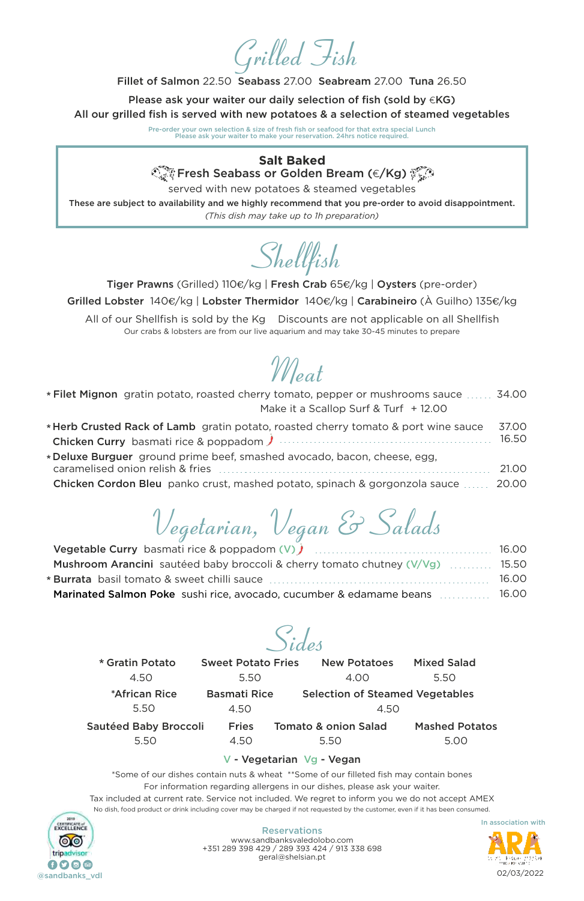# Grilled Fish

**Fillet of Salmon** 22.50 **Seabass** 27.00 **Seabream** 27.00 **Tuna** 26.50

Please ask your waiter our daily selection of fish (sold by €KG)

All our grilled fish is served with new potatoes & a selection of steamed vegetables

Pre-order your own selection & size of fresh fish or seafood for that extra special Lunch
Please ask your waiter to make your reservation. 24hrs notice required.

**Salt Baked**
**Fresh Seabass or Golden Bream (€/Kg)**
served with new potatoes & steamed vegetables

**These are subject to availability and we highly recommend that you pre-order to avoid disappointment.**

*(This dish may take up to 1h preparation)*

# Shellfish

**Tiger Prawns** (Grilled) 110€/kg | **Fresh Crab** 65€/kg | **Oysters** (pre-order)

**Grilled Lobster** 140€/kg | **Lobster Thermidor** 140€/kg | **Carabineiro** (À Guilho) 135€/kg

All of our Shellfish is sold by the Kg Discounts are not applicable on all Shellfish

Our crabs & lobsters are from our live aquarium and may take 30-45 minutes to prepare

# Meat

* ***Filet Mignon** gratin potato, roasted cherry tomato, pepper or mushrooms sauce ...... 34.00
  Make it a Scallop Surf & Turf + 12.00
* ***Herb Crusted Rack of Lamb** gratin potato, roasted cherry tomato & port wine sauce 37.00
* **Chicken Curry** basmati rice & poppadom ...... 16.50
* ***Deluxe Burguer** ground prime beef, smashed avocado, bacon, cheese, egg, caramelised onion relish & fries ...... 21.00
* **Chicken Cordon Bleu** panko crust, mashed potato, spinach & gorgonzola sauce ...... 20.00

# Vegetarian, Vegan & Salads

* **Vegetable Curry** basmati rice & poppadom (V) ...... 16.00
* **Mushroom Arancini** sautéed baby broccoli & cherry tomato chutney (V/Vg) ...... 15.50
* ***Burrata** basil tomato & sweet chilli sauce ...... 16.00
* **Marinated Salmon Poke** sushi rice, avocado, cucumber & edamame beans ...... 16.00

# Sides

| | | | |
|---|---|---|---|
| **\* Gratin Potato** 4.50 | **Sweet Potato Fries** 5.50 | **New Potatoes** 4.00 | **Mixed Salad** 5.50 |
| **\*African Rice** 5.50 | **Basmati Rice** 4.50 | **Selection of Steamed Vegetables** 4.50 | |
| **Sautéed Baby Broccoli** 5.50 | **Fries** 4.50 | **Tomato & onion Salad** 5.50 | **Mashed Potatos** 5.00 |

V - Vegetarian Vg - Vegan

*Some of our dishes contain nuts & wheat **Some of our filleted fish may contain bones

For information regarding allergens in our dishes, please ask your waiter.

Tax included at current rate. Service not included. We regret to inform you we do not accept AMEX

No dish, food product or drink including cover may be charged if not requested by the customer, even if it has been consumed.

2019 Certificate of Excellence tripadvisor

@sandbanks_vdl

**Reservations**
www.sandbanksvaledolobo.com
+351 289 398 429 / 289 393 424 / 913 338 698
geral@shelsian.pt

In association with ARA

02/03/2022